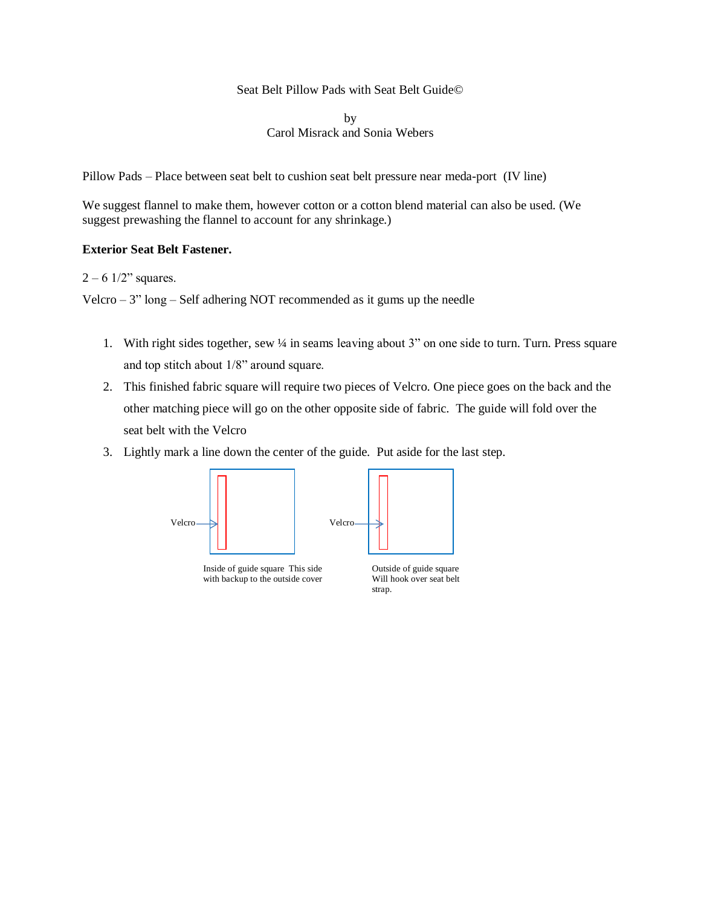Seat Belt Pillow Pads with Seat Belt Guide©

by
Carol Misrack and Sonia Webers

Pillow Pads – Place between seat belt to cushion seat belt pressure near meda-port (IV line)

We suggest flannel to make them, however cotton or a cotton blend material can also be used. (We suggest prewashing the flannel to account for any shrinkage.)

**Exterior Seat Belt Fastener.**

2 – 6 1/2” squares.

Velcro – 3” long – Self adhering NOT recommended as it gums up the needle

1. With right sides together, sew ¼ in seams leaving about 3” on one side to turn. Turn. Press square and top stitch about 1/8” around square.
2. This finished fabric square will require two pieces of Velcro. One piece goes on the back and the other matching piece will go on the other opposite side of fabric. The guide will fold over the seat belt with the Velcro
3. Lightly mark a line down the center of the guide. Put aside for the last step.

Velcro

Inside of guide square This side with backup to the outside cover

Velcro

Outside of guide square Will hook over seat belt strap.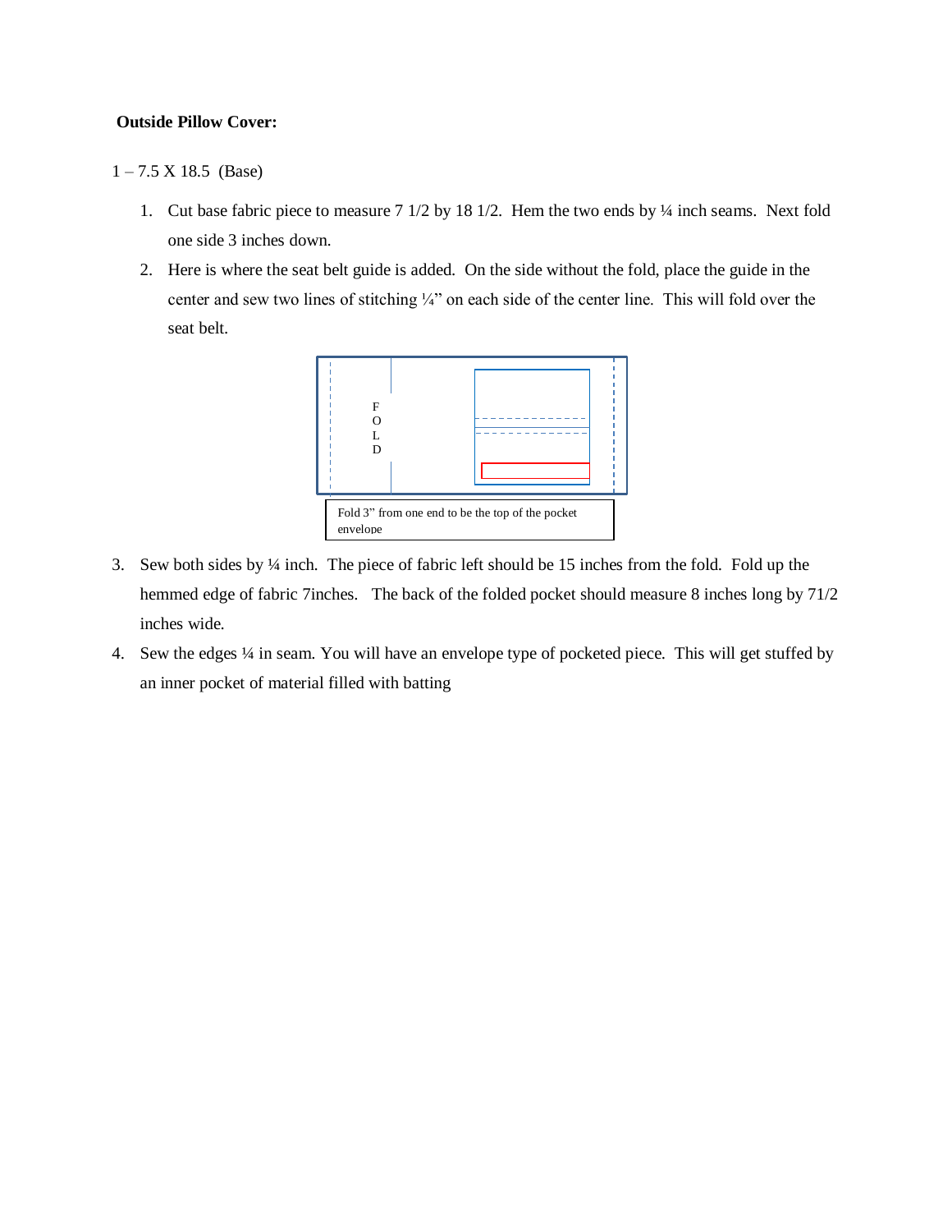**Outside Pillow Cover:**

1 – 7.5 X 18.5 (Base)

1. Cut base fabric piece to measure 7 1/2 by 18 1/2. Hem the two ends by ¼ inch seams. Next fold one side 3 inches down.
2. Here is where the seat belt guide is added. On the side without the fold, place the guide in the center and sew two lines of stitching ¼" on each side of the center line. This will fold over the seat belt.

F
O
L
D

Fold 3" from one end to be the top of the pocket envelope

3. Sew both sides by ¼ inch. The piece of fabric left should be 15 inches from the fold. Fold up the hemmed edge of fabric 7inches. The back of the folded pocket should measure 8 inches long by 71/2 inches wide.
4. Sew the edges ¼ in seam. You will have an envelope type of pocketed piece. This will get stuffed by an inner pocket of material filled with batting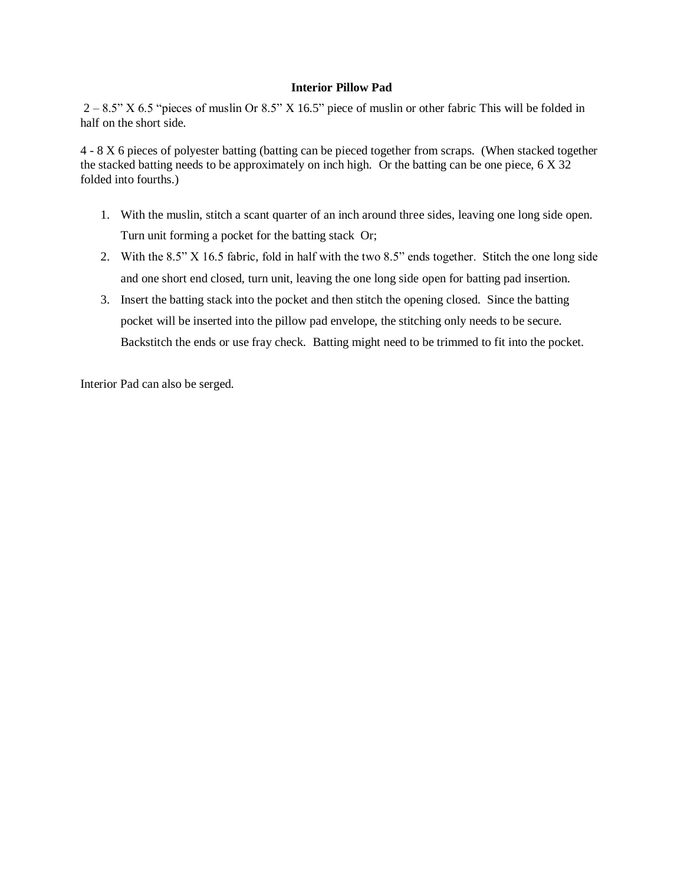**Interior Pillow Pad**

2 – 8.5" X 6.5 "pieces of muslin Or 8.5" X 16.5" piece of muslin or other fabric This will be folded in half on the short side.

4 - 8 X 6 pieces of polyester batting (batting can be pieced together from scraps. (When stacked together the stacked batting needs to be approximately on inch high. Or the batting can be one piece, 6 X 32 folded into fourths.)

1. With the muslin, stitch a scant quarter of an inch around three sides, leaving one long side open. Turn unit forming a pocket for the batting stack Or;
2. With the 8.5" X 16.5 fabric, fold in half with the two 8.5" ends together. Stitch the one long side and one short end closed, turn unit, leaving the one long side open for batting pad insertion.
3. Insert the batting stack into the pocket and then stitch the opening closed. Since the batting pocket will be inserted into the pillow pad envelope, the stitching only needs to be secure. Backstitch the ends or use fray check. Batting might need to be trimmed to fit into the pocket.

Interior Pad can also be serged.